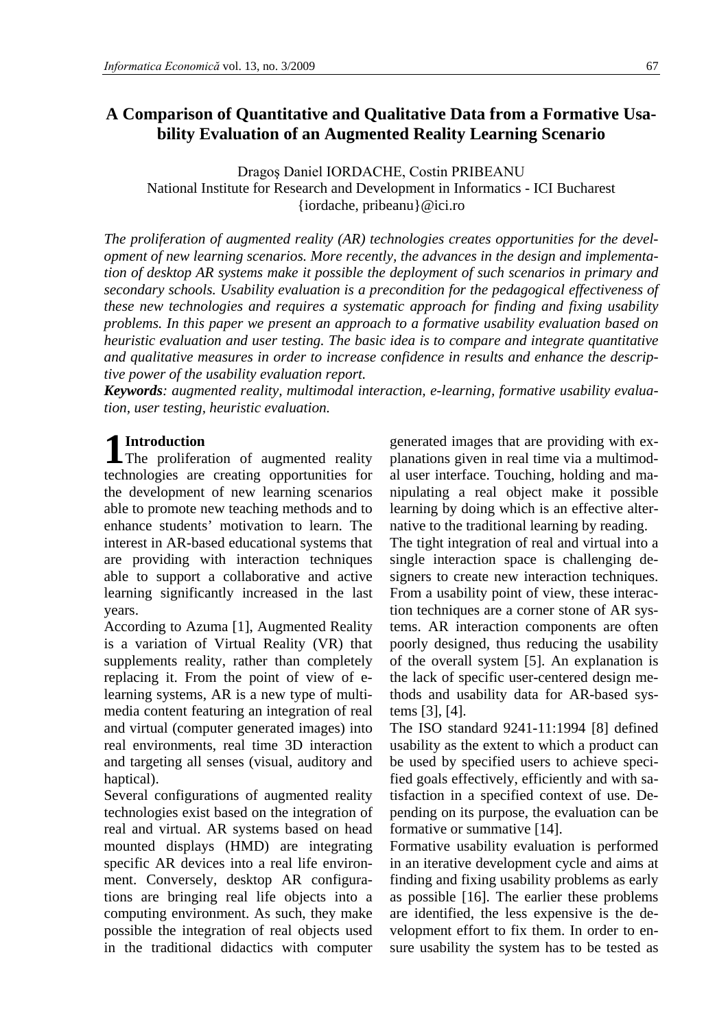# A Comparison of Quantitative and Qualitative Data from a Formative Usability Evaluation of an Augmented Reality Learning Scenario

Dragoş Daniel IORDACHE, Costin PRIBEANU
National Institute for Research and Development in Informatics - ICI Bucharest
{iordache, pribeanu}@ici.ro

*The proliferation of augmented reality (AR) technologies creates opportunities for the development of new learning scenarios. More recently, the advances in the design and implementation of desktop AR systems make it possible the deployment of such scenarios in primary and secondary schools. Usability evaluation is a precondition for the pedagogical effectiveness of these new technologies and requires a systematic approach for finding and fixing usability problems. In this paper we present an approach to a formative usability evaluation based on heuristic evaluation and user testing. The basic idea is to compare and integrate quantitative and qualitative measures in order to increase confidence in results and enhance the descriptive power of the usability evaluation report.*

***Keywords**: augmented reality, multimodal interaction, e-learning, formative usability evaluation, user testing, heuristic evaluation.*

## 1 Introduction

The proliferation of augmented reality technologies are creating opportunities for the development of new learning scenarios able to promote new teaching methods and to enhance students' motivation to learn. The interest in AR-based educational systems that are providing with interaction techniques able to support a collaborative and active learning significantly increased in the last years.

According to Azuma [1], Augmented Reality is a variation of Virtual Reality (VR) that supplements reality, rather than completely replacing it. From the point of view of e-learning systems, AR is a new type of multimedia content featuring an integration of real and virtual (computer generated images) into real environments, real time 3D interaction and targeting all senses (visual, auditory and haptical).

Several configurations of augmented reality technologies exist based on the integration of real and virtual. AR systems based on head mounted displays (HMD) are integrating specific AR devices into a real life environment. Conversely, desktop AR configurations are bringing real life objects into a computing environment. As such, they make possible the integration of real objects used in the traditional didactics with computer generated images that are providing with explanations given in real time via a multimodal user interface. Touching, holding and manipulating a real object make it possible learning by doing which is an effective alternative to the traditional learning by reading.

The tight integration of real and virtual into a single interaction space is challenging designers to create new interaction techniques. From a usability point of view, these interaction techniques are a corner stone of AR systems. AR interaction components are often poorly designed, thus reducing the usability of the overall system [5]. An explanation is the lack of specific user-centered design methods and usability data for AR-based systems [3], [4].

The ISO standard 9241-11:1994 [8] defined usability as the extent to which a product can be used by specified users to achieve specified goals effectively, efficiently and with satisfaction in a specified context of use. Depending on its purpose, the evaluation can be formative or summative [14].

Formative usability evaluation is performed in an iterative development cycle and aims at finding and fixing usability problems as early as possible [16]. The earlier these problems are identified, the less expensive is the development effort to fix them. In order to ensure usability the system has to be tested as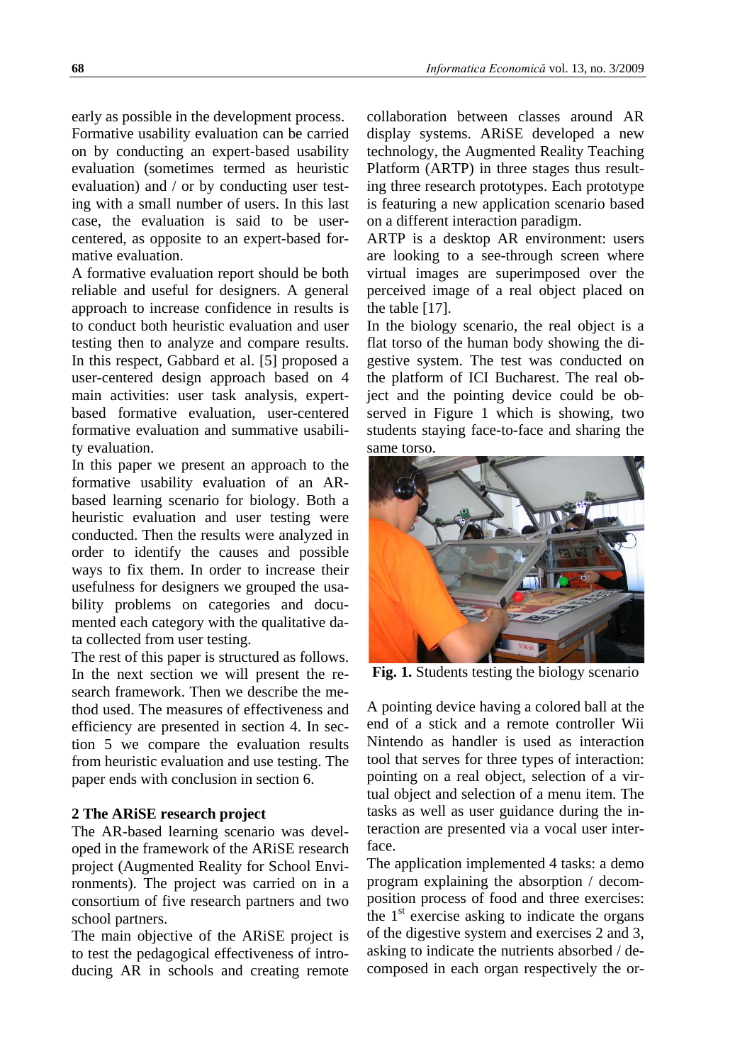early as possible in the development process. Formative usability evaluation can be carried on by conducting an expert-based usability evaluation (sometimes termed as heuristic evaluation) and / or by conducting user testing with a small number of users. In this last case, the evaluation is said to be user-centered, as opposite to an expert-based formative evaluation.

A formative evaluation report should be both reliable and useful for designers. A general approach to increase confidence in results is to conduct both heuristic evaluation and user testing then to analyze and compare results. In this respect, Gabbard et al. [5] proposed a user-centered design approach based on 4 main activities: user task analysis, expert-based formative evaluation, user-centered formative evaluation and summative usability evaluation.

In this paper we present an approach to the formative usability evaluation of an AR-based learning scenario for biology. Both a heuristic evaluation and user testing were conducted. Then the results were analyzed in order to identify the causes and possible ways to fix them. In order to increase their usefulness for designers we grouped the usability problems on categories and documented each category with the qualitative data collected from user testing.

The rest of this paper is structured as follows. In the next section we will present the research framework. Then we describe the method used. The measures of effectiveness and efficiency are presented in section 4. In section 5 we compare the evaluation results from heuristic evaluation and use testing. The paper ends with conclusion in section 6.

## 2 The ARiSE research project

The AR-based learning scenario was developed in the framework of the ARiSE research project (Augmented Reality for School Environments). The project was carried on in a consortium of five research partners and two school partners.

The main objective of the ARiSE project is to test the pedagogical effectiveness of introducing AR in schools and creating remote collaboration between classes around AR display systems. ARiSE developed a new technology, the Augmented Reality Teaching Platform (ARTP) in three stages thus resulting three research prototypes. Each prototype is featuring a new application scenario based on a different interaction paradigm.

ARTP is a desktop AR environment: users are looking to a see-through screen where virtual images are superimposed over the perceived image of a real object placed on the table [17].

In the biology scenario, the real object is a flat torso of the human body showing the digestive system. The test was conducted on the platform of ICI Bucharest. The real object and the pointing device could be observed in Figure 1 which is showing, two students staying face-to-face and sharing the same torso.

**Fig. 1.** Students testing the biology scenario

A pointing device having a colored ball at the end of a stick and a remote controller Wii Nintendo as handler is used as interaction tool that serves for three types of interaction: pointing on a real object, selection of a virtual object and selection of a menu item. The tasks as well as user guidance during the interaction are presented via a vocal user interface.

The application implemented 4 tasks: a demo program explaining the absorption / decomposition process of food and three exercises: the 1st exercise asking to indicate the organs of the digestive system and exercises 2 and 3, asking to indicate the nutrients absorbed / decomposed in each organ respectively the or-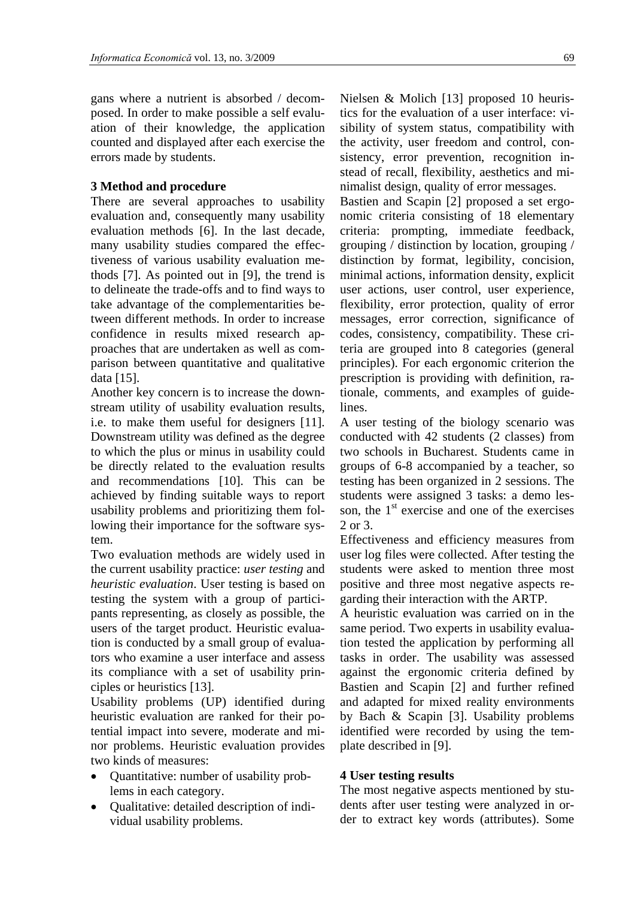gans where a nutrient is absorbed / decomposed. In order to make possible a self evaluation of their knowledge, the application counted and displayed after each exercise the errors made by students.

## 3 Method and procedure

There are several approaches to usability evaluation and, consequently many usability evaluation methods [6]. In the last decade, many usability studies compared the effectiveness of various usability evaluation methods [7]. As pointed out in [9], the trend is to delineate the trade-offs and to find ways to take advantage of the complementarities between different methods. In order to increase confidence in results mixed research approaches that are undertaken as well as comparison between quantitative and qualitative data [15].

Another key concern is to increase the downstream utility of usability evaluation results, i.e. to make them useful for designers [11]. Downstream utility was defined as the degree to which the plus or minus in usability could be directly related to the evaluation results and recommendations [10]. This can be achieved by finding suitable ways to report usability problems and prioritizing them following their importance for the software system.

Two evaluation methods are widely used in the current usability practice: *user testing* and *heuristic evaluation*. User testing is based on testing the system with a group of participants representing, as closely as possible, the users of the target product. Heuristic evaluation is conducted by a small group of evaluators who examine a user interface and assess its compliance with a set of usability principles or heuristics [13].

Usability problems (UP) identified during heuristic evaluation are ranked for their potential impact into severe, moderate and minor problems. Heuristic evaluation provides two kinds of measures:

- Quantitative: number of usability problems in each category.
- Qualitative: detailed description of individual usability problems.

Nielsen & Molich [13] proposed 10 heuristics for the evaluation of a user interface: visibility of system status, compatibility with the activity, user freedom and control, consistency, error prevention, recognition instead of recall, flexibility, aesthetics and minimalist design, quality of error messages.

Bastien and Scapin [2] proposed a set ergonomic criteria consisting of 18 elementary criteria: prompting, immediate feedback, grouping / distinction by location, grouping / distinction by format, legibility, concision, minimal actions, information density, explicit user actions, user control, user experience, flexibility, error protection, quality of error messages, error correction, significance of codes, consistency, compatibility. These criteria are grouped into 8 categories (general principles). For each ergonomic criterion the prescription is providing with definition, rationale, comments, and examples of guidelines.

A user testing of the biology scenario was conducted with 42 students (2 classes) from two schools in Bucharest. Students came in groups of 6-8 accompanied by a teacher, so testing has been organized in 2 sessions. The students were assigned 3 tasks: a demo lesson, the 1st exercise and one of the exercises 2 or 3.

Effectiveness and efficiency measures from user log files were collected. After testing the students were asked to mention three most positive and three most negative aspects regarding their interaction with the ARTP.

A heuristic evaluation was carried on in the same period. Two experts in usability evaluation tested the application by performing all tasks in order. The usability was assessed against the ergonomic criteria defined by Bastien and Scapin [2] and further refined and adapted for mixed reality environments by Bach & Scapin [3]. Usability problems identified were recorded by using the template described in [9].

## 4 User testing results

The most negative aspects mentioned by students after user testing were analyzed in order to extract key words (attributes). Some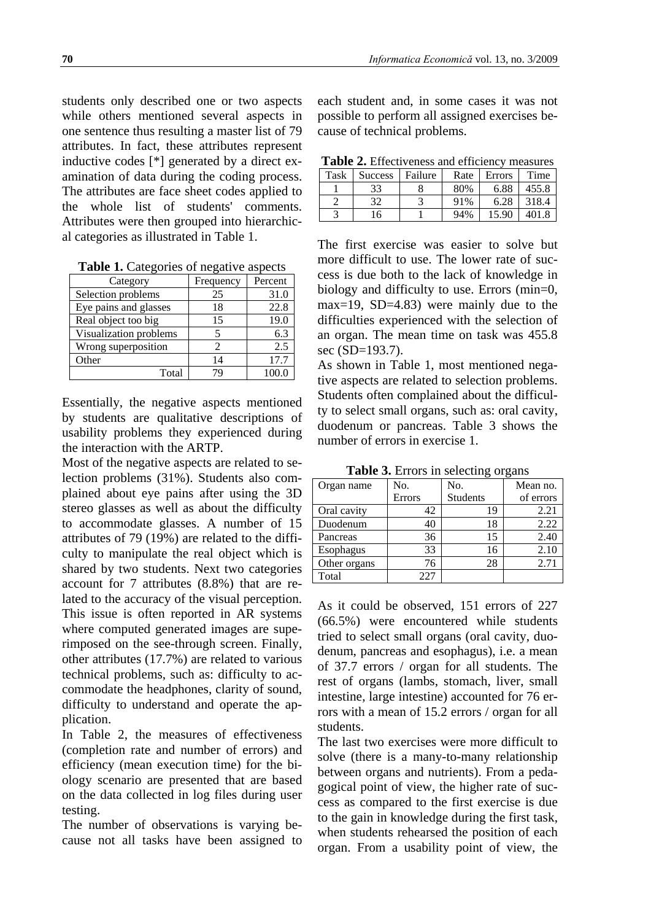students only described one or two aspects while others mentioned several aspects in one sentence thus resulting a master list of 79 attributes. In fact, these attributes represent inductive codes [*] generated by a direct examination of data during the coding process. The attributes are face sheet codes applied to the whole list of students' comments. Attributes were then grouped into hierarchical categories as illustrated in Table 1.

**Table 1.** Categories of negative aspects

| Category | Frequency | Percent |
|---|---|---|
| Selection problems | 25 | 31.0 |
| Eye pains and glasses | 18 | 22.8 |
| Real object too big | 15 | 19.0 |
| Visualization problems | 5 | 6.3 |
| Wrong superposition | 2 | 2.5 |
| Other | 14 | 17.7 |
| Total | 79 | 100.0 |

Essentially, the negative aspects mentioned by students are qualitative descriptions of usability problems they experienced during the interaction with the ARTP.

Most of the negative aspects are related to selection problems (31%). Students also complained about eye pains after using the 3D stereo glasses as well as about the difficulty to accommodate glasses. A number of 15 attributes of 79 (19%) are related to the difficulty to manipulate the real object which is shared by two students. Next two categories account for 7 attributes (8.8%) that are related to the accuracy of the visual perception. This issue is often reported in AR systems where computed generated images are superimposed on the see-through screen. Finally, other attributes (17.7%) are related to various technical problems, such as: difficulty to accommodate the headphones, clarity of sound, difficulty to understand and operate the application.

In Table 2, the measures of effectiveness (completion rate and number of errors) and efficiency (mean execution time) for the biology scenario are presented that are based on the data collected in log files during user testing.

The number of observations is varying because not all tasks have been assigned to each student and, in some cases it was not possible to perform all assigned exercises because of technical problems.

**Table 2.** Effectiveness and efficiency measures

| Task | Success | Failure | Rate | Errors | Time |
|---|---|---|---|---|---|
| 1 | 33 | 8 | 80% | 6.88 | 455.8 |
| 2 | 32 | 3 | 91% | 6.28 | 318.4 |
| 3 | 16 | 1 | 94% | 15.90 | 401.8 |

The first exercise was easier to solve but more difficult to use. The lower rate of success is due both to the lack of knowledge in biology and difficulty to use. Errors (min=0, max=19, SD=4.83) were mainly due to the difficulties experienced with the selection of an organ. The mean time on task was 455.8 sec (SD=193.7).

As shown in Table 1, most mentioned negative aspects are related to selection problems. Students often complained about the difficulty to select small organs, such as: oral cavity, duodenum or pancreas. Table 3 shows the number of errors in exercise 1.

**Table 3.** Errors in selecting organs

| Organ name | No. Errors | No. Students | Mean no. of errors |
|---|---|---|---|
| Oral cavity | 42 | 19 | 2.21 |
| Duodenum | 40 | 18 | 2.22 |
| Pancreas | 36 | 15 | 2.40 |
| Esophagus | 33 | 16 | 2.10 |
| Other organs | 76 | 28 | 2.71 |
| Total | 227 | | |

As it could be observed, 151 errors of 227 (66.5%) were encountered while students tried to select small organs (oral cavity, duodenum, pancreas and esophagus), i.e. a mean of 37.7 errors / organ for all students. The rest of organs (lambs, stomach, liver, small intestine, large intestine) accounted for 76 errors with a mean of 15.2 errors / organ for all students.

The last two exercises were more difficult to solve (there is a many-to-many relationship between organs and nutrients). From a pedagogical point of view, the higher rate of success as compared to the first exercise is due to the gain in knowledge during the first task, when students rehearsed the position of each organ. From a usability point of view, the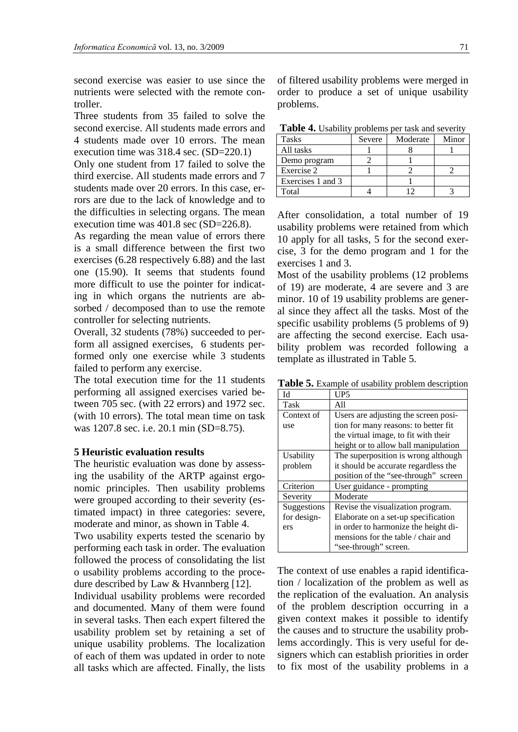second exercise was easier to use since the nutrients were selected with the remote controller.

Three students from 35 failed to solve the second exercise. All students made errors and 4 students made over 10 errors. The mean execution time was 318.4 sec. (SD=220.1)

Only one student from 17 failed to solve the third exercise. All students made errors and 7 students made over 20 errors. In this case, errors are due to the lack of knowledge and to the difficulties in selecting organs. The mean execution time was 401.8 sec (SD=226.8).

As regarding the mean value of errors there is a small difference between the first two exercises (6.28 respectively 6.88) and the last one (15.90). It seems that students found more difficult to use the pointer for indicating in which organs the nutrients are absorbed / decomposed than to use the remote controller for selecting nutrients.

Overall, 32 students (78%) succeeded to perform all assigned exercises, 6 students performed only one exercise while 3 students failed to perform any exercise.

The total execution time for the 11 students performing all assigned exercises varied between 705 sec. (with 22 errors) and 1972 sec. (with 10 errors). The total mean time on task was 1207.8 sec. i.e. 20.1 min (SD=8.75).

### 5 Heuristic evaluation results

The heuristic evaluation was done by assessing the usability of the ARTP against ergonomic principles. Then usability problems were grouped according to their severity (estimated impact) in three categories: severe, moderate and minor, as shown in Table 4.

Two usability experts tested the scenario by performing each task in order. The evaluation followed the process of consolidating the list o usability problems according to the procedure described by Law & Hvannberg [12].

Individual usability problems were recorded and documented. Many of them were found in several tasks. Then each expert filtered the usability problem set by retaining a set of unique usability problems. The localization of each of them was updated in order to note all tasks which are affected. Finally, the lists of filtered usability problems were merged in order to produce a set of unique usability problems.

**Table 4.** Usability problems per task and severity

| Tasks | Severe | Moderate | Minor |
|---|---|---|---|
| All tasks | 1 | 8 | 1 |
| Demo program | 2 | 1 | |
| Exercise 2 | 1 | 2 | 2 |
| Exercises 1 and 3 | | 1 | |
| Total | 4 | 12 | 3 |

After consolidation, a total number of 19 usability problems were retained from which 10 apply for all tasks, 5 for the second exercise, 3 for the demo program and 1 for the exercises 1 and 3.

Most of the usability problems (12 problems of 19) are moderate, 4 are severe and 3 are minor. 10 of 19 usability problems are general since they affect all the tasks. Most of the specific usability problems (5 problems of 9) are affecting the second exercise. Each usability problem was recorded following a template as illustrated in Table 5.

**Table 5.** Example of usability problem description

| Id | UP5 |
|---|---|
| Task | All |
| Context of use | Users are adjusting the screen position for many reasons: to better fit the virtual image, to fit with their height or to allow ball manipulation |
| Usability problem | The superposition is wrong although it should be accurate regardless the position of the "see-through" screen |
| Criterion | User guidance - prompting |
| Severity | Moderate |
| Suggestions for designers | Revise the visualization program. Elaborate on a set-up specification in order to harmonize the height dimensions for the table / chair and "see-through" screen. |

The context of use enables a rapid identification / localization of the problem as well as the replication of the evaluation. An analysis of the problem description occurring in a given context makes it possible to identify the causes and to structure the usability problems accordingly. This is very useful for designers which can establish priorities in order to fix most of the usability problems in a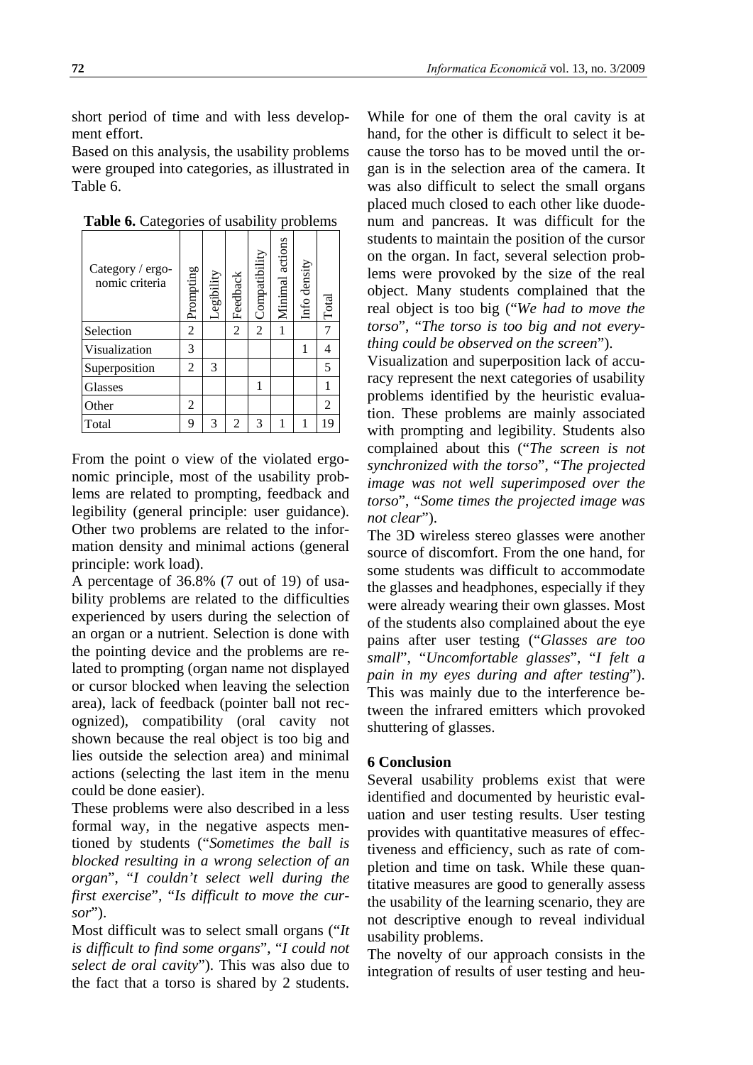short period of time and with less development effort.

Based on this analysis, the usability problems were grouped into categories, as illustrated in Table 6.

**Table 6.** Categories of usability problems

| Category / ergonomic criteria | Prompting | Legibility | Feedback | Compatibility | Minimal actions | Info density | Total |
|---|---|---|---|---|---|---|---|
| Selection | 2 | | 2 | 2 | 1 | | 7 |
| Visualization | 3 | | | | | 1 | 4 |
| Superposition | 2 | 3 | | | | | 5 |
| Glasses | | | | 1 | | | 1 |
| Other | 2 | | | | | | 2 |
| Total | 9 | 3 | 2 | 3 | 1 | 1 | 19 |

From the point o view of the violated ergonomic principle, most of the usability problems are related to prompting, feedback and legibility (general principle: user guidance). Other two problems are related to the information density and minimal actions (general principle: work load).

A percentage of 36.8% (7 out of 19) of usability problems are related to the difficulties experienced by users during the selection of an organ or a nutrient. Selection is done with the pointing device and the problems are related to prompting (organ name not displayed or cursor blocked when leaving the selection area), lack of feedback (pointer ball not recognized), compatibility (oral cavity not shown because the real object is too big and lies outside the selection area) and minimal actions (selecting the last item in the menu could be done easier).

These problems were also described in a less formal way, in the negative aspects mentioned by students ("*Sometimes the ball is blocked resulting in a wrong selection of an organ*", "*I couldn't select well during the first exercise*", "*Is difficult to move the cursor*").

Most difficult was to select small organs ("*It is difficult to find some organs*", "*I could not select de oral cavity*"). This was also due to the fact that a torso is shared by 2 students. While for one of them the oral cavity is at hand, for the other is difficult to select it because the torso has to be moved until the organ is in the selection area of the camera. It was also difficult to select the small organs placed much closed to each other like duodenum and pancreas. It was difficult for the students to maintain the position of the cursor on the organ. In fact, several selection problems were provoked by the size of the real object. Many students complained that the real object is too big ("*We had to move the torso*", "*The torso is too big and not everything could be observed on the screen*").

Visualization and superposition lack of accuracy represent the next categories of usability problems identified by the heuristic evaluation. These problems are mainly associated with prompting and legibility. Students also complained about this ("*The screen is not synchronized with the torso*", "*The projected image was not well superimposed over the torso*", "*Some times the projected image was not clear*").

The 3D wireless stereo glasses were another source of discomfort. From the one hand, for some students was difficult to accommodate the glasses and headphones, especially if they were already wearing their own glasses. Most of the students also complained about the eye pains after user testing ("*Glasses are too small*", "*Uncomfortable glasses*", "*I felt a pain in my eyes during and after testing*"). This was mainly due to the interference between the infrared emitters which provoked shuttering of glasses.

## 6 Conclusion

Several usability problems exist that were identified and documented by heuristic evaluation and user testing results. User testing provides with quantitative measures of effectiveness and efficiency, such as rate of completion and time on task. While these quantitative measures are good to generally assess the usability of the learning scenario, they are not descriptive enough to reveal individual usability problems.

The novelty of our approach consists in the integration of results of user testing and heu-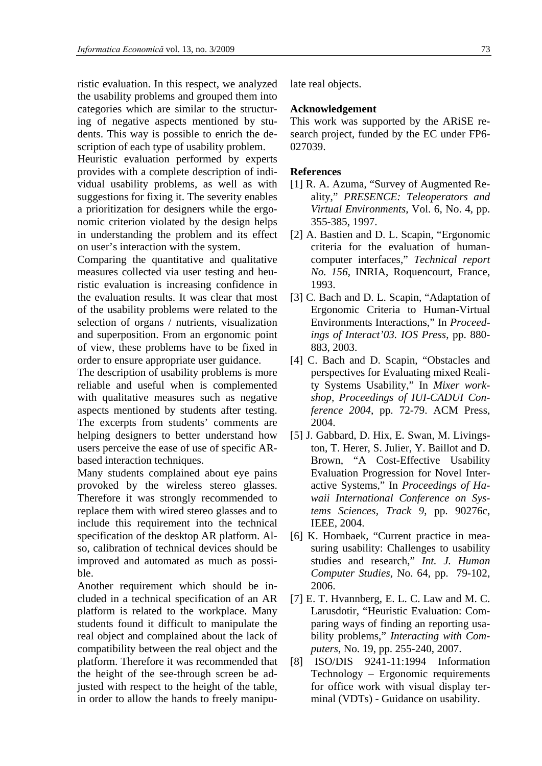ristic evaluation. In this respect, we analyzed the usability problems and grouped them into categories which are similar to the structuring of negative aspects mentioned by students. This way is possible to enrich the description of each type of usability problem.

Heuristic evaluation performed by experts provides with a complete description of individual usability problems, as well as with suggestions for fixing it. The severity enables a prioritization for designers while the ergonomic criterion violated by the design helps in understanding the problem and its effect on user's interaction with the system.

Comparing the quantitative and qualitative measures collected via user testing and heuristic evaluation is increasing confidence in the evaluation results. It was clear that most of the usability problems were related to the selection of organs / nutrients, visualization and superposition. From an ergonomic point of view, these problems have to be fixed in order to ensure appropriate user guidance.

The description of usability problems is more reliable and useful when is complemented with qualitative measures such as negative aspects mentioned by students after testing. The excerpts from students' comments are helping designers to better understand how users perceive the ease of use of specific AR-based interaction techniques.

Many students complained about eye pains provoked by the wireless stereo glasses. Therefore it was strongly recommended to replace them with wired stereo glasses and to include this requirement into the technical specification of the desktop AR platform. Also, calibration of technical devices should be improved and automated as much as possible.

Another requirement which should be included in a technical specification of an AR platform is related to the workplace. Many students found it difficult to manipulate the real object and complained about the lack of compatibility between the real object and the platform. Therefore it was recommended that the height of the see-through screen be adjusted with respect to the height of the table, in order to allow the hands to freely manipulate real objects.

**Acknowledgement**

This work was supported by the ARiSE research project, funded by the EC under FP6-027039.

**References**

[1] R. A. Azuma, "Survey of Augmented Reality," *PRESENCE: Teleoperators and Virtual Environments*, Vol. 6, No. 4, pp. 355-385, 1997.

[2] A. Bastien and D. L. Scapin, "Ergonomic criteria for the evaluation of human-computer interfaces," *Technical report No. 156*, INRIA, Roquencourt, France, 1993.

[3] C. Bach and D. L. Scapin, "Adaptation of Ergonomic Criteria to Human-Virtual Environments Interactions," In *Proceedings of Interact'03. IOS Press*, pp. 880-883, 2003.

[4] C. Bach and D. Scapin, "Obstacles and perspectives for Evaluating mixed Reality Systems Usability," In *Mixer workshop, Proceedings of IUI-CADUI Conference 2004*, pp. 72-79. ACM Press, 2004.

[5] J. Gabbard, D. Hix, E. Swan, M. Livingston, T. Herer, S. Julier, Y. Baillot and D. Brown, "A Cost-Effective Usability Evaluation Progression for Novel Interactive Systems," In *Proceedings of Hawaii International Conference on Systems Sciences, Track 9*, pp. 90276c, IEEE, 2004.

[6] K. Hornbaek, "Current practice in measuring usability: Challenges to usability studies and research," *Int. J. Human Computer Studies*, No. 64, pp. 79-102, 2006.

[7] E. T. Hvannberg, E. L. C. Law and M. C. Larusdotir, "Heuristic Evaluation: Comparing ways of finding an reporting usability problems," *Interacting with Computers*, No. 19, pp. 255-240, 2007.

[8] ISO/DIS 9241-11:1994 Information Technology – Ergonomic requirements for office work with visual display terminal (VDTs) - Guidance on usability.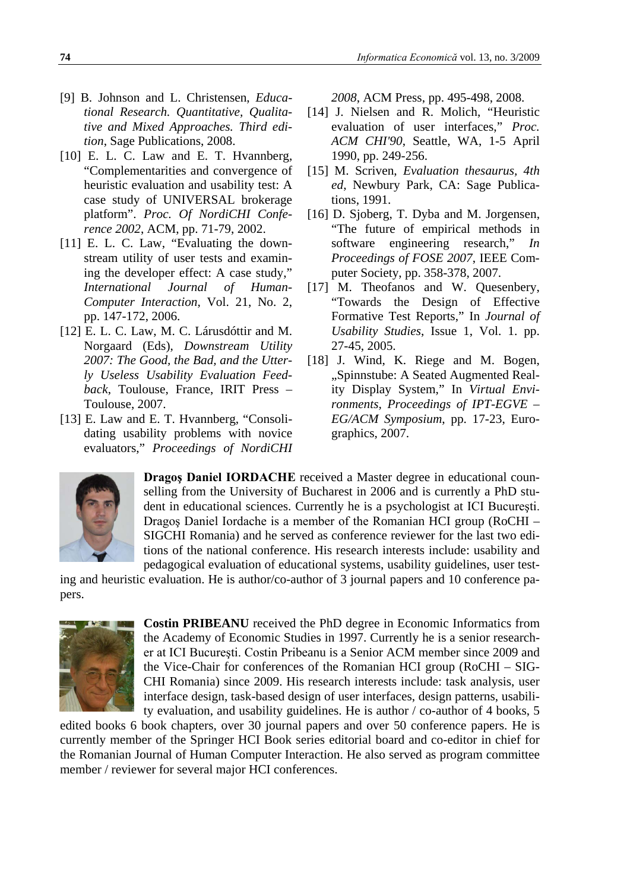[9] B. Johnson and L. Christensen, *Educational Research. Quantitative, Qualitative and Mixed Approaches. Third edition*, Sage Publications, 2008.

[10] E. L. C. Law and E. T. Hvannberg, "Complementarities and convergence of heuristic evaluation and usability test: A case study of UNIVERSAL brokerage platform". *Proc. Of NordiCHI Conference 2002*, ACM, pp. 71-79, 2002.

[11] E. L. C. Law, "Evaluating the downstream utility of user tests and examining the developer effect: A case study," *International Journal of Human-Computer Interaction*, Vol. 21, No. 2, pp. 147-172, 2006.

[12] E. L. C. Law, M. C. Lárusdóttir and M. Norgaard (Eds), *Downstream Utility 2007: The Good, the Bad, and the Utterly Useless Usability Evaluation Feedback*, Toulouse, France, IRIT Press – Toulouse, 2007.

[13] E. Law and E. T. Hvannberg, "Consolidating usability problems with novice evaluators," *Proceedings of NordiCHI 2008*, ACM Press, pp. 495-498, 2008.

[14] J. Nielsen and R. Molich, "Heuristic evaluation of user interfaces," *Proc. ACM CHI'90*, Seattle, WA, 1-5 April 1990, pp. 249-256.

[15] M. Scriven, *Evaluation thesaurus, 4th ed*, Newbury Park, CA: Sage Publications, 1991.

[16] D. Sjoberg, T. Dyba and M. Jorgensen, "The future of empirical methods in software engineering research," *In Proceedings of FOSE 2007*, IEEE Computer Society, pp. 358-378, 2007.

[17] M. Theofanos and W. Quesenbery, "Towards the Design of Effective Formative Test Reports," In *Journal of Usability Studies*, Issue 1, Vol. 1. pp. 27-45, 2005.

[18] J. Wind, K. Riege and M. Bogen, „Spinnstube: A Seated Augmented Reality Display System," In *Virtual Environments, Proceedings of IPT-EGVE – EG/ACM Symposium*, pp. 17-23, Eurographics, 2007.

**Dragoş Daniel IORDACHE** received a Master degree in educational counselling from the University of Bucharest in 2006 and is currently a PhD student in educational sciences. Currently he is a psychologist at ICI Bucureşti. Dragoş Daniel Iordache is a member of the Romanian HCI group (RoCHI – SIGCHI Romania) and he served as conference reviewer for the last two editions of the national conference. His research interests include: usability and pedagogical evaluation of educational systems, usability guidelines, user testing and heuristic evaluation. He is author/co-author of 3 journal papers and 10 conference papers.

**Costin PRIBEANU** received the PhD degree in Economic Informatics from the Academy of Economic Studies in 1997. Currently he is a senior researcher at ICI Bucureşti. Costin Pribeanu is a Senior ACM member since 2009 and the Vice-Chair for conferences of the Romanian HCI group (RoCHI – SIGCHI Romania) since 2009. His research interests include: task analysis, user interface design, task-based design of user interfaces, design patterns, usability evaluation, and usability guidelines. He is author / co-author of 4 books, 5 edited books 6 book chapters, over 30 journal papers and over 50 conference papers. He is currently member of the Springer HCI Book series editorial board and co-editor in chief for the Romanian Journal of Human Computer Interaction. He also served as program committee member / reviewer for several major HCI conferences.